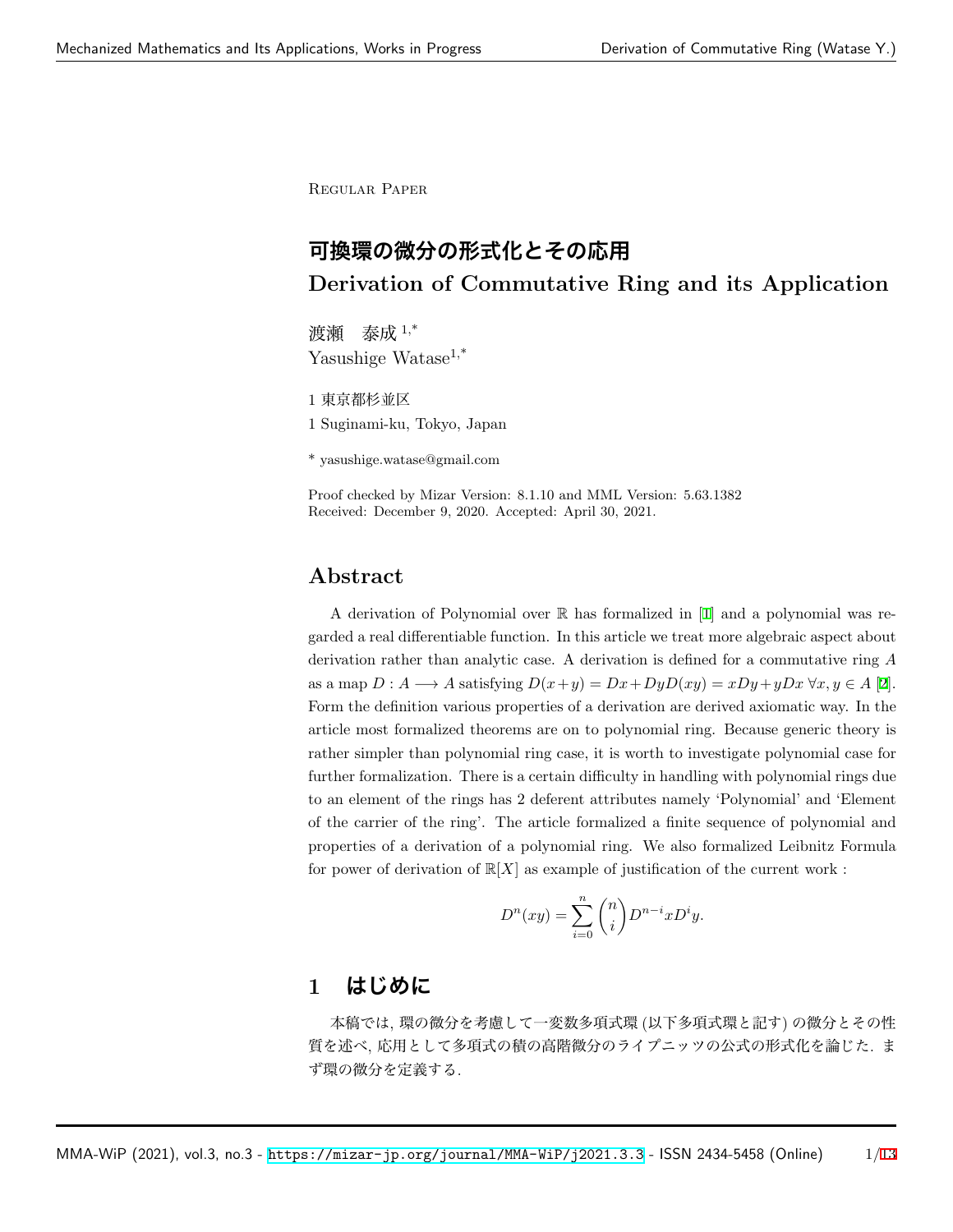Regular Paper

# 可換環の微分の形式化とその応用
# Derivation of Commutative Ring and its Application

渡瀬　泰成 [1,*]
Yasushige Watase[1,*]

1 東京都杉並区

1 Suginami-ku, Tokyo, Japan

* yasushige.watase@gmail.com

Proof checked by Mizar Version: 8.1.10 and MML Version: 5.63.1382
Received: December 9, 2020. Accepted: April 30, 2021.

## Abstract

A derivation of Polynomial over $\mathbb{R}$ has formalized in [1] and a polynomial was regarded a real differentiable function. In this article we treat more algebraic aspect about derivation rather than analytic case. A derivation is defined for a commutative ring $A$ as a map $D : A \longrightarrow A$ satisfying $D(x+y) = Dx + DyD(xy) = xDy + yDx \; \forall x, y \in A$ [2]. Form the definition various properties of a derivation are derived axiomatic way. In the article most formalized theorems are on to polynomial ring. Because generic theory is rather simpler than polynomial ring case, it is worth to investigate polynomial case for further formalization. There is a certain difficulty in handling with polynomial rings due to an element of the rings has 2 deferent attributes namely 'Polynomial' and 'Element of the carrier of the ring'. The article formalized a finite sequence of polynomial and properties of a derivation of a polynomial ring. We also formalized Leibnitz Formula for power of derivation of $\mathbb{R}[X]$ as example of justification of the current work :

$$D^n(xy) = \sum_{i=0}^{n} \binom{n}{i} D^{n-i}xD^iy.$$

## 1　はじめに

本稿では, 環の微分を考慮して一変数多項式環 (以下多項式環と記す) の微分とその性質を述べ, 応用として多項式の積の高階微分のライプニッツの公式の形式化を論じた. まず環の微分を定義する.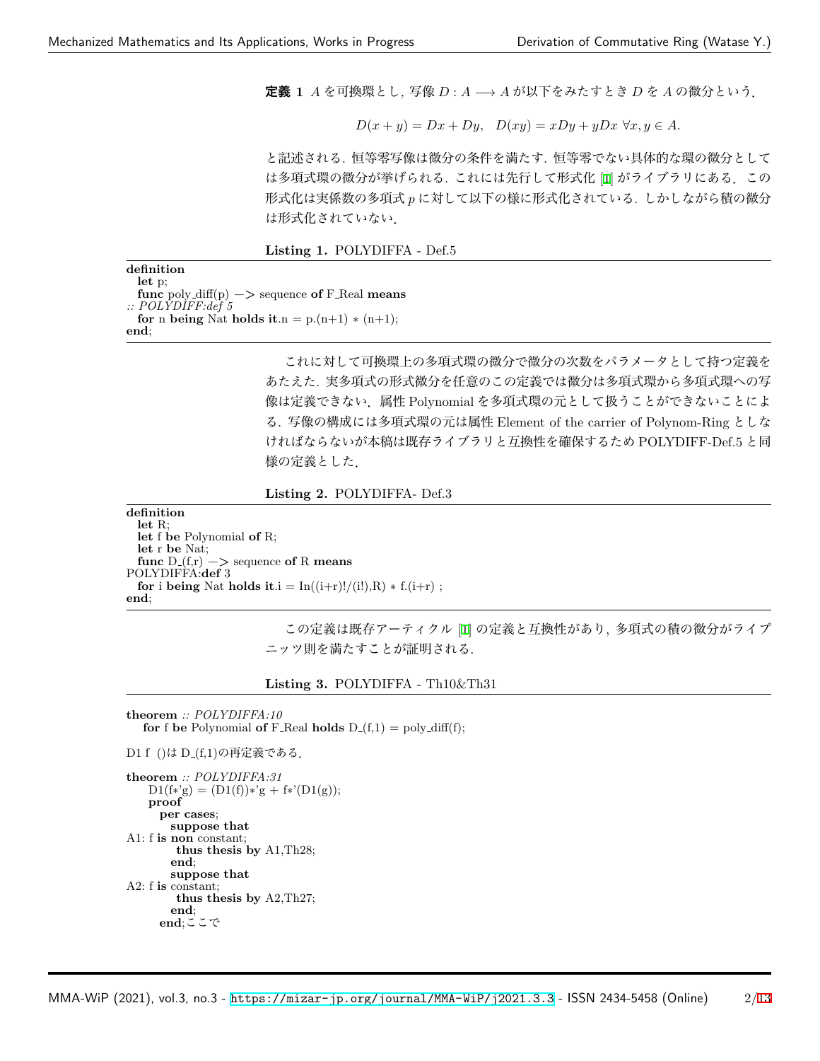**定義 1** $A$ を可換環とし, 写像 $D : A \longrightarrow A$ が以下をみたすとき $D$ を $A$ の微分という.

$$D(x + y) = Dx + Dy, \quad D(xy) = xDy + yDx \ \forall x, y \in A.$$

と記述される. 恒等零写像は微分の条件を満たす. 恒等零でない具体的な環の微分としては多項式環の微分が挙げられる. これには先行して形式化 [1] がライブラリにある. この形式化は実係数の多項式 $p$ に対して以下の様に形式化されている. しかしながら積の微分は形式化されていない.

**Listing 1.** POLYDIFFA - Def.5

```
definition
  let p;
  func poly_diff(p) -> sequence of F_Real means
:: POLYDIFF:def 5
  for n being Nat holds it.n = p.(n+1) * (n+1);
end;
```

これに対して可換環上の多項式環の微分で微分の次数をパラメータとして持つ定義をあたえた. 実多項式の形式微分を任意のこの定義では微分は多項式環から多項式環への写像は定義できない. 属性 Polynomial を多項式環の元として扱うことができないことによる. 写像の構成には多項式環の元は属性 Element of the carrier of Polynom-Ring としなければならないが本稿は既存ライブラリと互換性を確保するため POLYDIFF-Def.5 と同様の定義とした.

**Listing 2.** POLYDIFFA- Def.3

```
definition
  let R;
  let f be Polynomial of R;
  let r be Nat;
  func D_(f,r) -> sequence of R means
POLYDIFFA:def 3
  for i being Nat holds it.i = In((i+r)!/(i!),R) * f.(i+r) ;
end;
```

この定義は既存アーティクル [1] の定義と互換性があり, 多項式の積の微分がライプニッツ則を満たすことが証明される.

**Listing 3.** POLYDIFFA - Th10&Th31

```
theorem :: POLYDIFFA:10
   for f be Polynomial of F_Real holds D_(f,1) = poly_diff(f);

D1 f ()は D_(f,1)の再定義である.

theorem :: POLYDIFFA:31
     D1(f*'g) = (D1(f))*'g + f*'(D1(g));
     proof
       per cases;
          suppose that
A1: f is non constant;
            thus thesis by A1,Th28;
          end;
          suppose that
A2: f is constant;
            thus thesis by A2,Th27;
          end;
       end;ここで
```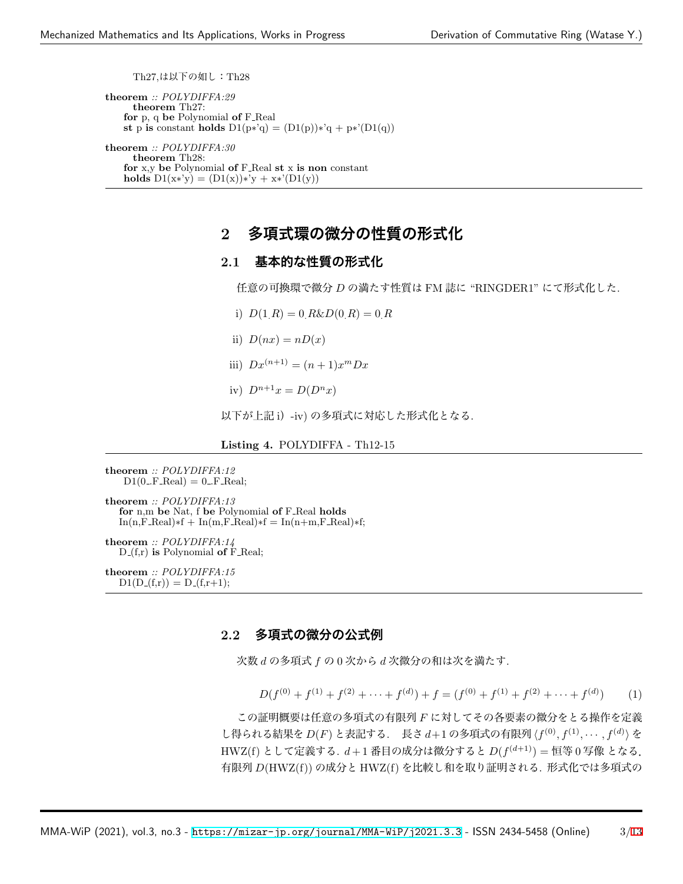Th27,は以下の如し：Th28

```
theorem :: POLYDIFFA:29
    theorem Th27:
  for p, q be Polynomial of F_Real
  st p is constant holds D1(p*'q) = (D1(p))*'q + p*'(D1(q))

theorem :: POLYDIFFA:30
    theorem Th28:
  for x,y be Polynomial of F_Real st x is non constant
  holds D1(x*'y) = (D1(x))*'y + x*'(D1(y))
```

## 2 多項式環の微分の性質の形式化

### 2.1 基本的な性質の形式化

任意の可換環で微分 $D$ の満たす性質は FM 誌に "RINGDER1" にて形式化した.

i) $D(1_R) = 0_R \& D(0_R) = 0_R$

ii) $D(nx) = nD(x)$

iii) $Dx^{(n+1)} = (n+1)x^m Dx$

iv) $D^{n+1}x = D(D^n x)$

以下が上記 i) -iv) の多項式に対応した形式化となる.

**Listing 4.** POLYDIFFA - Th12-15

```
theorem :: POLYDIFFA:12
  D1(0_F_Real) = 0_F_Real;

theorem :: POLYDIFFA:13
  for n,m be Nat, f be Polynomial of F_Real holds
  In(n,F_Real)*f + In(m,F_Real)*f = In(n+m,F_Real)*f;

theorem :: POLYDIFFA:14
  D_(f,r) is Polynomial of F_Real;

theorem :: POLYDIFFA:15
  D1(D_(f,r)) = D_(f,r+1);
```

### 2.2 多項式の微分の公式例

次数 $d$ の多項式 $f$ の 0 次から $d$ 次微分の和は次を満たす.

$$D(f^{(0)} + f^{(1)} + f^{(2)} + \cdots + f^{(d)}) + f = (f^{(0)} + f^{(1)} + f^{(2)} + \cdots + f^{(d)}) \tag{1}$$

この証明概要は任意の多項式の有限列 $F$ に対してその各要素の微分をとる操作を定義し得られる結果を $D(F)$ と表記する． 長さ $d+1$ の多項式の有限列 $\langle f^{(0)}, f^{(1)}, \cdots, f^{(d)}\rangle$ を HWZ(f) として定義する．$d+1$ 番目の成分は微分すると $D(f^{(d+1)}) =$ 恒等 0 写像 となる．有限列 $D$(HWZ(f)) の成分と HWZ(f) を比較し和を取り証明される．形式化では多項式の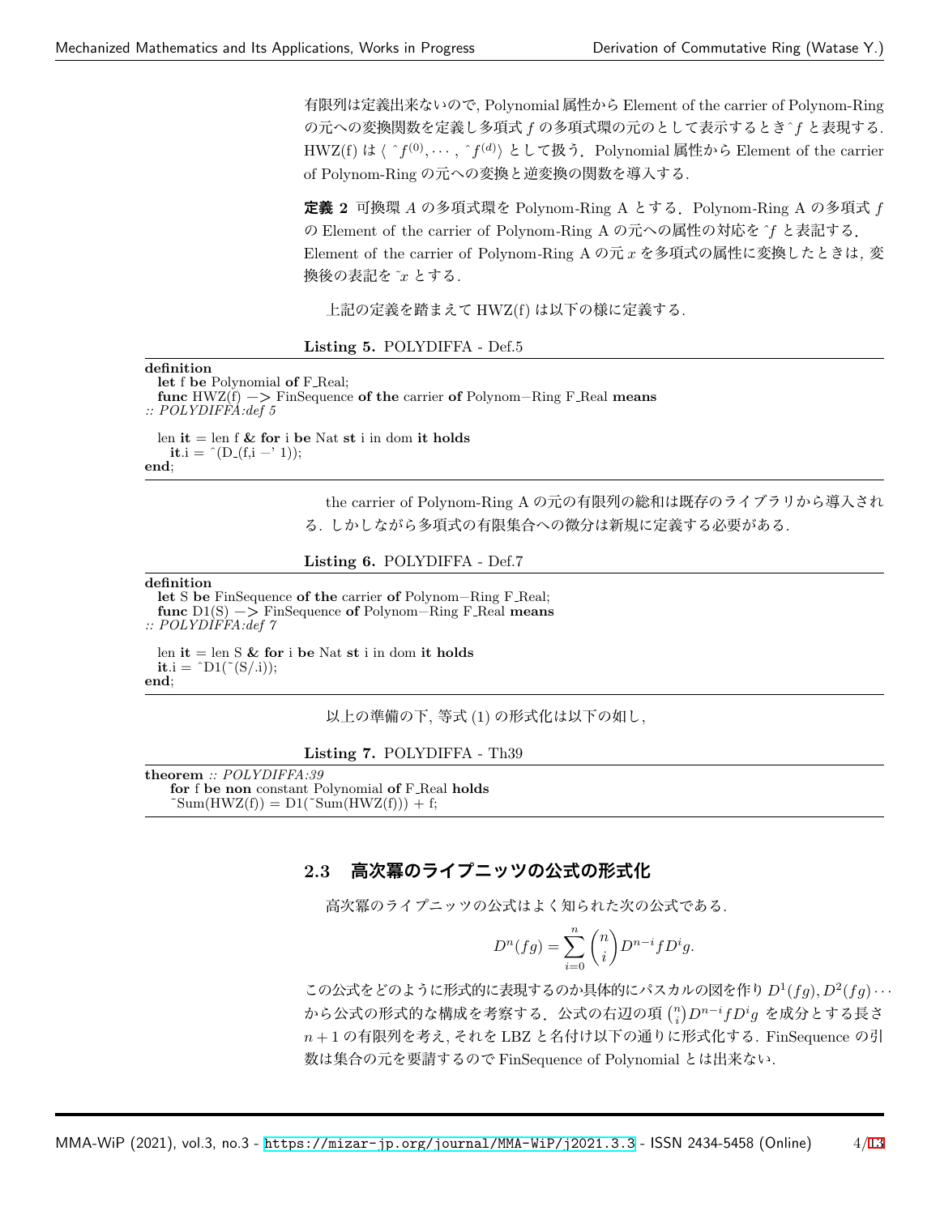有限列は定義出来ないので, Polynomial 属性から Element of the carrier of Polynom-Ring の元への変換関数を定義し多項式 $f$ の多項式環の元のとして表示するとき $\hat{}f$ と表現する. HWZ(f) は $\langle\ \hat{}f^{(0)}, \cdots, \hat{}f^{(d)}\rangle$ として扱う. Polynomial 属性から Element of the carrier of Polynom-Ring の元への変換と逆変換の関数を導入する.

**定義 2** 可換環 $A$ の多項式環を Polynom-Ring A とする. Polynom-Ring A の多項式 $f$ の Element of the carrier of Polynom-Ring A の元への属性の対応を $\hat{}f$ と表記する. Element of the carrier of Polynom-Ring A の元 $x$ を多項式の属性に変換したときは, 変換後の表記を $\tilde{}x$ とする.

上記の定義を踏まえて HWZ(f) は以下の様に定義する.

**Listing 5.** POLYDIFFA - Def.5

```
definition
  let f be Polynomial of F_Real;
  func HWZ(f) -> FinSequence of the carrier of Polynom-Ring F_Real means
:: POLYDIFFA:def 5

  len it = len f & for i be Nat st i in dom it holds
    it.i = ^(D_(f,i -' 1));
end;
```

the carrier of Polynom-Ring A の元の有限列の総和は既存のライブラリから導入される. しかしながら多項式の有限集合への微分は新規に定義する必要がある.

**Listing 6.** POLYDIFFA - Def.7

```
definition
  let S be FinSequence of the carrier of Polynom-Ring F_Real;
  func D1(S) -> FinSequence of Polynom-Ring F_Real means
:: POLYDIFFA:def 7

  len it = len S & for i be Nat st i in dom it holds
  it.i = ^D1(~(S/.i));
end;
```

以上の準備の下, 等式 (1) の形式化は以下の如し,

**Listing 7.** POLYDIFFA - Th39

```
theorem :: POLYDIFFA:39
    for f be non constant Polynomial of F_Real holds
    ~Sum(HWZ(f)) = D1(~Sum(HWZ(f))) + f;
```

### 2.3 高次冪のライプニッツの公式の形式化

高次冪のライプニッツの公式はよく知られた次の公式である.

$$D^n(fg) = \sum_{i=0}^{n} \binom{n}{i} D^{n-i} f D^i g.$$

この公式をどのように形式的に表現するのか具体的にパスカルの図を作り $D^1(fg), D^2(fg) \cdots$ から公式の形式的な構成を考察する. 公式の右辺の項 $\binom{n}{i} D^{n-i} f D^i g$ を成分とする長さ $n+1$ の有限列を考え, それを LBZ と名付け以下の通りに形式化する. FinSequence の引数は集合の元を要請するので FinSequence of Polynomial とは出来ない.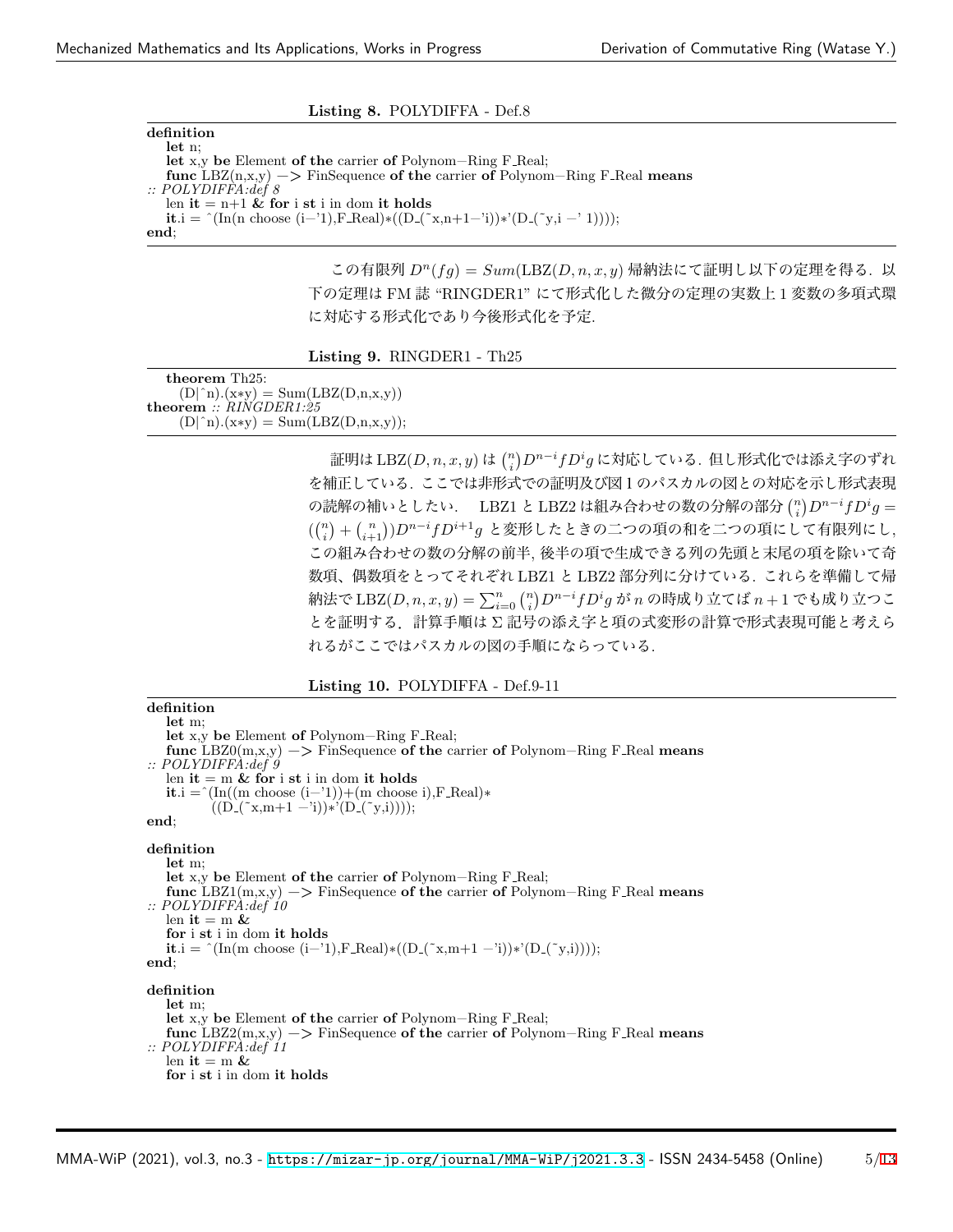Listing 8. POLYDIFFA - Def.8

```
definition
  let n;
  let x,y be Element of the carrier of Polynom-Ring F_Real;
  func LBZ(n,x,y) -> FinSequence of the carrier of Polynom-Ring F_Real means
:: POLYDIFFA:def 8
  len it = n+1 & for i st i in dom it holds
  it.i = ^(In(n choose (i-'1),F_Real)*((D_(~x,n+1-'i))*'(D_(~y,i -' 1))));
end;
```

この有限列 $D^n(fg) = Sum(\mathrm{LBZ}(D, n, x, y))$ 帰納法にて証明し以下の定理を得る．以下の定理は FM 誌 “RINGDER1” にて形式化した微分の定理の実数上 1 変数の多項式環に対応する形式化であり今後形式化を予定.

Listing 9. RINGDER1 - Th25

```
  theorem Th25:
    (D|^n).(x*y) = Sum(LBZ(D,n,x,y))
theorem :: RINGDER1:25
    (D|^n).(x*y) = Sum(LBZ(D,n,x,y));
```

証明は $\mathrm{LBZ}(D, n, x, y)$ は $\binom{n}{i}D^{n-i}fD^ig$ に対応している．但し形式化では添え字のずれを補正している．ここでは非形式での証明及び図 1 のパスカルの図との対応を示し形式表現の読解の補いとしたい． LBZ1 と LBZ2 は組み合わせの数の分解の部分 $\binom{n}{i}D^{n-i}fD^ig = (\binom{n}{i} + \binom{n}{i+1})D^{n-i}fD^{i+1}g$ と変形したときの二つの項の和を二つの項にして有限列にし，この組み合わせの数の分解の前半, 後半の項で生成できる列の先頭と末尾の項を除いて奇数項、偶数項をとってそれぞれ LBZ1 と LBZ2 部分列に分けている．これらを準備して帰納法で $\mathrm{LBZ}(D, n, x, y) = \sum_{i=0}^{n} \binom{n}{i}D^{n-i}fD^ig$ が $n$ の時成り立てば $n+1$ でも成り立つことを証明する．計算手順は Σ 記号の添え字と項の式変形の計算で形式表現可能と考えられるがここではパスカルの図の手順にならっている.

Listing 10. POLYDIFFA - Def.9-11

```
definition
  let m;
  let x,y be Element of Polynom-Ring F_Real;
  func LBZ0(m,x,y) -> FinSequence of the carrier of Polynom-Ring F_Real means
:: POLYDIFFA:def 9
  len it = m & for i st i in dom it holds
  it.i =^(In((m choose (i-'1))+(m choose i),F_Real)*
         ((D_(~x,m+1 -'i))*'(D_(~y,i))));
end;

definition
  let m;
  let x,y be Element of the carrier of Polynom-Ring F_Real;
  func LBZ1(m,x,y) -> FinSequence of the carrier of Polynom-Ring F_Real means
:: POLYDIFFA:def 10
  len it = m &
  for i st i in dom it holds
  it.i = ^(In(m choose (i-'1),F_Real)*((D_(~x,m+1 -'i))*'(D_(~y,i))));
end;

definition
  let m;
  let x,y be Element of the carrier of Polynom-Ring F_Real;
  func LBZ2(m,x,y) -> FinSequence of the carrier of Polynom-Ring F_Real means
:: POLYDIFFA:def 11
  len it = m &
  for i st i in dom it holds
```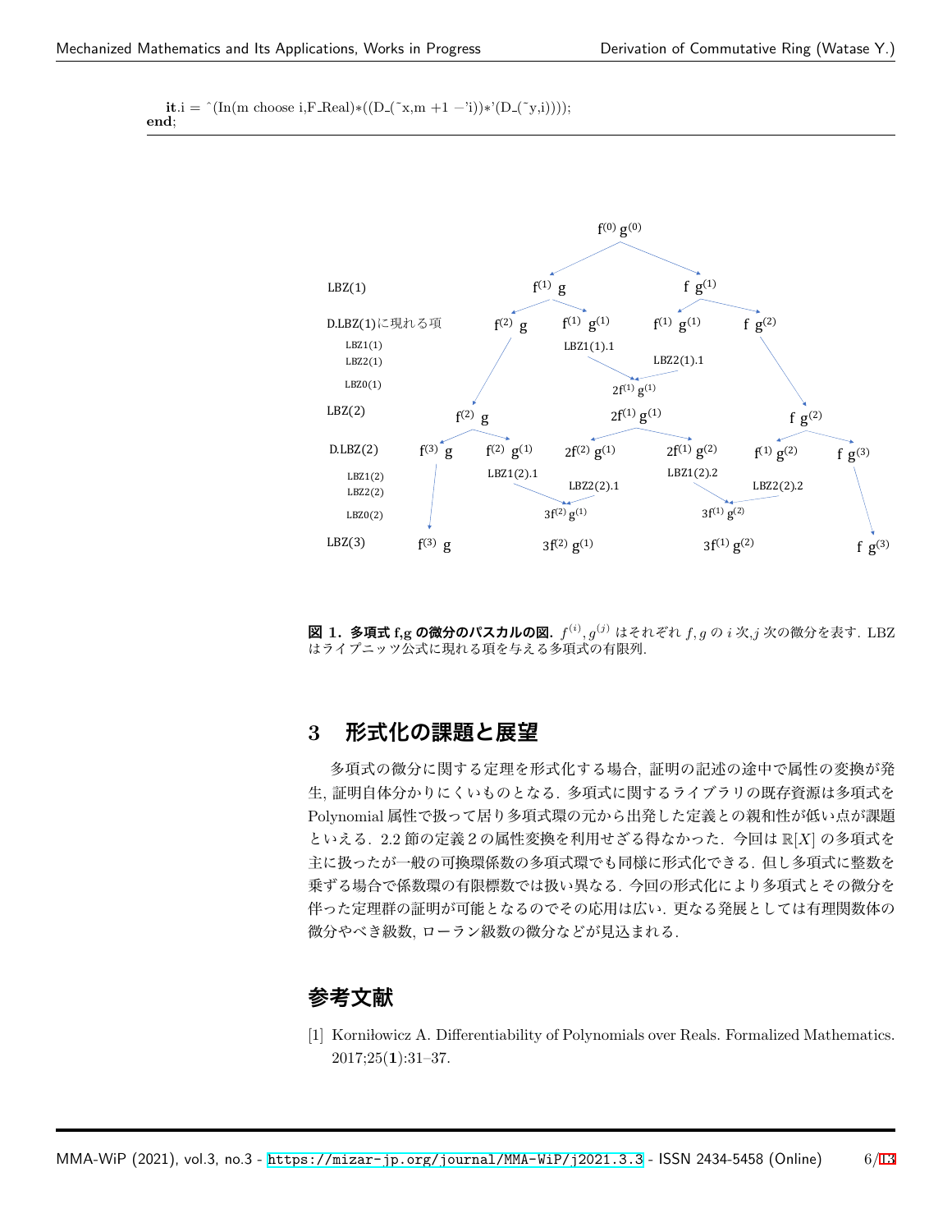```
it.i = ^(In(m choose i,F_Real)*((D_(~x,m +1 -'i))*'(D_(~y,i))));
end;
```

**図 1．多項式 f,g の微分のパスカルの図．** $f^{(i)}, g^{(j)}$ はそれぞれ $f, g$ の $i$ 次,$j$ 次の微分を表す．LBZ はライプニッツ公式に現れる項を与える多項式の有限列.

## 3　形式化の課題と展望

多項式の微分に関する定理を形式化する場合, 証明の記述の途中で属性の変換が発生, 証明自体分かりにくいものとなる．多項式に関するライブラリの既存資源は多項式を Polynomial 属性で扱って居り多項式環の元から出発した定義との親和性が低い点が課題といえる．2.2 節の定義 2 の属性変換を利用せざる得なかった．今回は $\mathbb{R}[X]$ の多項式を主に扱ったが一般の可換環係数の多項式環でも同様に形式化できる．但し多項式に整数を乗ずる場合で係数環の有限標数では扱い異なる．今回の形式化により多項式とその微分を伴った定理群の証明が可能となるのでその応用は広い．更なる発展としては有理関数体の微分やべき級数, ローラン級数の微分などが見込まれる．

## 参考文献

[1] Korniłowicz A. Differentiability of Polynomials over Reals. Formalized Mathematics. 2017;25(**1**):31–37.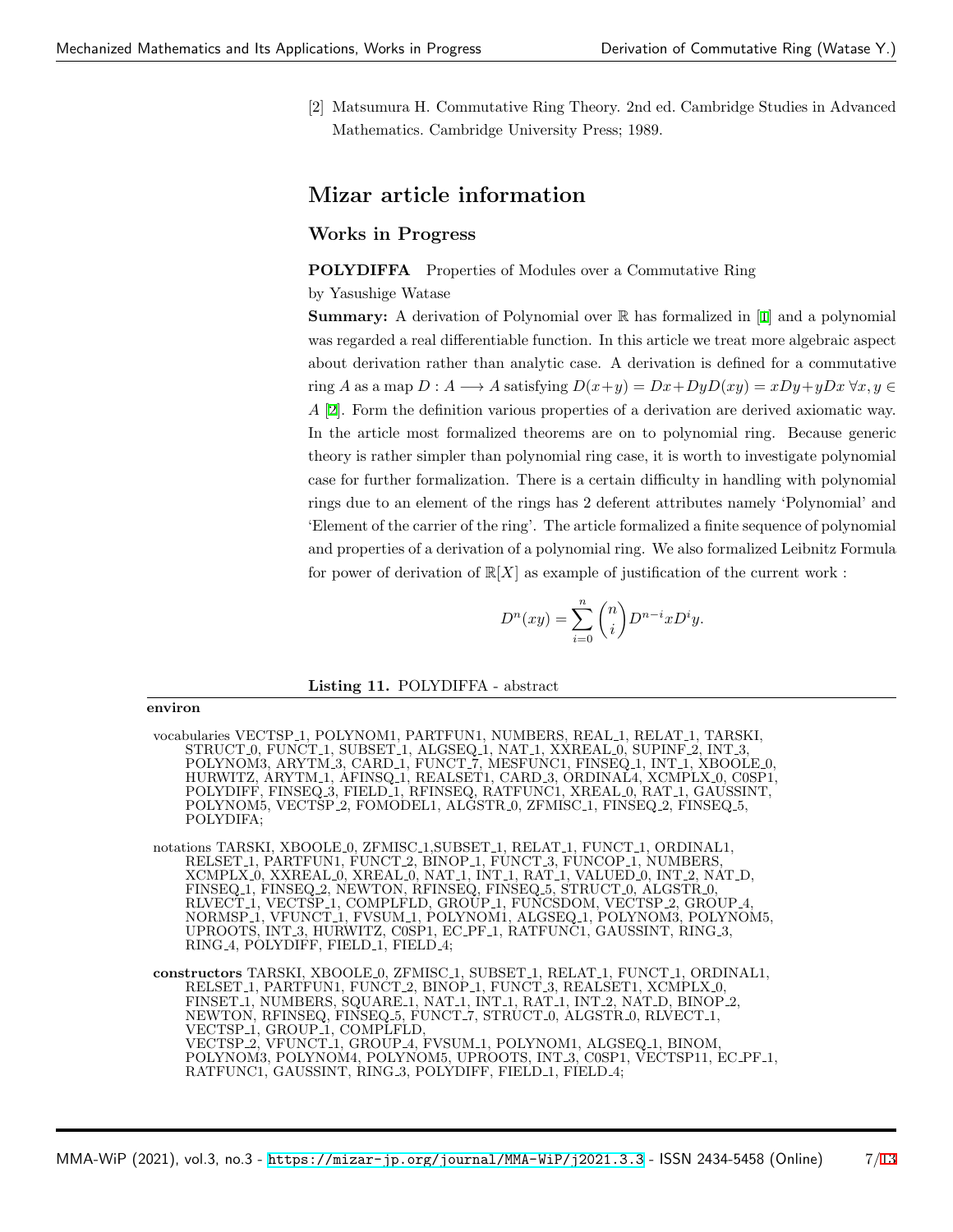[2] Matsumura H. Commutative Ring Theory. 2nd ed. Cambridge Studies in Advanced Mathematics. Cambridge University Press; 1989.

## Mizar article information

### Works in Progress

**POLYDIFFA** Properties of Modules over a Commutative Ring

by Yasushige Watase

**Summary:** A derivation of Polynomial over $\mathbb{R}$ has formalized in [1] and a polynomial was regarded a real differentiable function. In this article we treat more algebraic aspect about derivation rather than analytic case. A derivation is defined for a commutative ring $A$ as a map $D : A \longrightarrow A$ satisfying $D(x+y) = Dx+DyD(xy) = xDy+yDx\ \forall x, y \in A$ [2]. Form the definition various properties of a derivation are derived axiomatic way. In the article most formalized theorems are on to polynomial ring. Because generic theory is rather simpler than polynomial ring case, it is worth to investigate polynomial case for further formalization. There is a certain difficulty in handling with polynomial rings due to an element of the rings has 2 deferent attributes namely 'Polynomial' and 'Element of the carrier of the ring'. The article formalized a finite sequence of polynomial and properties of a derivation of a polynomial ring. We also formalized Leibnitz Formula for power of derivation of $\mathbb{R}[X]$ as example of justification of the current work :

$$D^n(xy) = \sum_{i=0}^{n} \binom{n}{i} D^{n-i}xD^iy.$$

**Listing 11.** POLYDIFFA - abstract

```
environ

 vocabularies VECTSP_1, POLYNOM1, PARTFUN1, NUMBERS, REAL_1, RELAT_1, TARSKI,
      STRUCT_0, FUNCT_1, SUBSET_1, ALGSEQ_1, NAT_1, XXREAL_0, SUPINF_2, INT_3,
      POLYNOM3, ARYTM_3, CARD_1, FUNCT_7, MESFUNC1, FINSEQ_1, INT_1, XBOOLE_0,
      HURWITZ, ARYTM_1, AFINSQ_1, REALSET1, CARD_3, ORDINAL4, XCMPLX_0, C0SP1,
      POLYDIFF, FINSEQ_3, FIELD_1, RFINSEQ, RATFUNC1, XREAL_0, RAT_1, GAUSSINT,
      POLYNOM5, VECTSP_2, FOMODEL1, ALGSTR_0, ZFMISC_1, FINSEQ_2, FINSEQ_5,
      POLYDIFA;

 notations TARSKI, XBOOLE_0, ZFMISC_1,SUBSET_1, RELAT_1, FUNCT_1, ORDINAL1,
      RELSET_1, PARTFUN1, FUNCT_2, BINOP_1, FUNCT_3, FUNCOP_1, NUMBERS,
      XCMPLX_0, XXREAL_0, XREAL_0, NAT_1, INT_1, RAT_1, VALUED_0, INT_2, NAT_D,
      FINSEQ_1, FINSEQ_2, NEWTON, RFINSEQ, FINSEQ_5, STRUCT_0, ALGSTR_0,
      RLVECT_1, VECTSP_1, COMPLFLD, GROUP_1, FUNCSDOM, VECTSP_2, GROUP_4,
      NORMSP_1, VFUNCT_1, FVSUM_1, POLYNOM1, ALGSEQ_1, POLYNOM3, POLYNOM5,
      UPROOTS, INT_3, HURWITZ, C0SP1, EC_PF_1, RATFUNC1, GAUSSINT, RING_3,
      RING_4, POLYDIFF, FIELD_1, FIELD_4;

 constructors TARSKI, XBOOLE_0, ZFMISC_1, SUBSET_1, RELAT_1, FUNCT_1, ORDINAL1,
      RELSET_1, PARTFUN1, FUNCT_2, BINOP_1, FUNCT_3, REALSET1, XCMPLX_0,
      FINSET_1, NUMBERS, SQUARE_1, NAT_1, INT_1, RAT_1, INT_2, NAT_D, BINOP_2,
      NEWTON, RFINSEQ, FINSEQ_5, FUNCT_7, STRUCT_0, ALGSTR_0, RLVECT_1,
      VECTSP_1, GROUP_1, COMPLFLD,
      VECTSP_2, VFUNCT_1, GROUP_4, FVSUM_1, POLYNOM1, ALGSEQ_1, BINOM,
      POLYNOM3, POLYNOM4, POLYNOM5, UPROOTS, INT_3, C0SP1, VECTSP11, EC_PF_1,
      RATFUNC1, GAUSSINT, RING_3, POLYDIFF, FIELD_1, FIELD_4;
```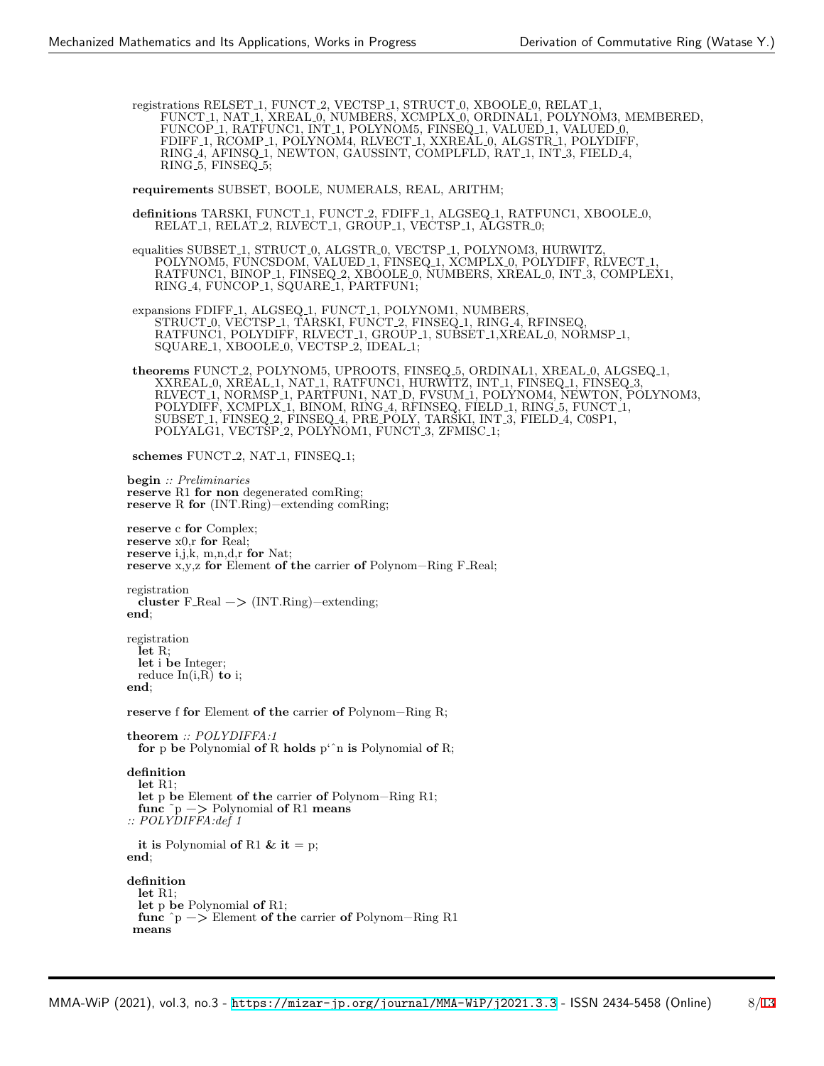```
registrations RELSET_1, FUNCT_2, VECTSP_1, STRUCT_0, XBOOLE_0, RELAT_1,
      FUNCT_1, NAT_1, XREAL_0, NUMBERS, XCMPLX_0, ORDINAL1, POLYNOM3, MEMBERED,
      FUNCOP_1, RATFUNC1, INT_1, POLYNOM5, FINSEQ_1, VALUED_1, VALUED_0,
      FDIFF_1, RCOMP_1, POLYNOM4, RLVECT_1, XXREAL_0, ALGSTR_1, POLYDIFF,
      RING_4, AFINSQ_1, NEWTON, GAUSSINT, COMPLFLD, RAT_1, INT_3, FIELD_4,
      RING_5, FINSEQ_5;

requirements SUBSET, BOOLE, NUMERALS, REAL, ARITHM;

definitions TARSKI, FUNCT_1, FUNCT_2, FDIFF_1, ALGSEQ_1, RATFUNC1, XBOOLE_0,
     RELAT_1, RELAT_2, RLVECT_1, GROUP_1, VECTSP_1, ALGSTR_0;

equalities SUBSET_1, STRUCT_0, ALGSTR_0, VECTSP_1, POLYNOM3, HURWITZ,
     POLYNOM5, FUNCSDOM, VALUED_1, FINSEQ_1, XCMPLX_0, POLYDIFF, RLVECT_1,
     RATFUNC1, BINOP_1, FINSEQ_2, XBOOLE_0, NUMBERS, XREAL_0, INT_3, COMPLEX1,
     RING_4, FUNCOP_1, SQUARE_1, PARTFUN1;

expansions FDIFF_1, ALGSEQ_1, FUNCT_1, POLYNOM1, NUMBERS,
     STRUCT_0, VECTSP_1, TARSKI, FUNCT_2, FINSEQ_1, RING_4, RFINSEQ,
     RATFUNC1, POLYDIFF, RLVECT_1, GROUP_1, SUBSET_1,XREAL_0, NORMSP_1,
     SQUARE_1, XBOOLE_0, VECTSP_2, IDEAL_1;

theorems FUNCT_2, POLYNOM5, UPROOTS, FINSEQ_5, ORDINAL1, XREAL_0, ALGSEQ_1,
     XXREAL_0, XREAL_1, NAT_1, RATFUNC1, HURWITZ, INT_1, FINSEQ_1, FINSEQ_3,
     RLVECT_1, NORMSP_1, PARTFUN1, NAT_D, FVSUM_1, POLYNOM4, NEWTON, POLYNOM3,
     POLYDIFF, XCMPLX_1, BINOM, RING_4, RFINSEQ, FIELD_1, RING_5, FUNCT_1,
     SUBSET_1, FINSEQ_2, FINSEQ_4, PRE_POLY, TARSKI, INT_3, FIELD_4, C0SP1,
     POLYALG1, VECTSP_2, POLYNOM1, FUNCT_3, ZFMISC_1;

schemes FUNCT_2, NAT_1, FINSEQ_1;

begin :: Preliminaries
reserve R1 for non degenerated comRing;
reserve R for (INT.Ring)-extending comRing;

reserve c for Complex;
reserve x0,r for Real;
reserve i,j,k, m,n,d,r for Nat;
reserve x,y,z for Element of the carrier of Polynom-Ring F_Real;

registration
  cluster F_Real -> (INT.Ring)-extending;
end;

registration
  let R;
  let i be Integer;
  reduce In(i,R) to i;
end;

reserve f for Element of the carrier of Polynom-Ring R;

theorem :: POLYDIFFA:1
  for p be Polynomial of R holds p`^n is Polynomial of R;

definition
  let R1;
  let p be Element of the carrier of Polynom-Ring R1;
  func ~p -> Polynomial of R1 means
:: POLYDIFFA:def 1

  it is Polynomial of R1 & it = p;
end;

definition
  let R1;
  let p be Polynomial of R1;
  func ^p -> Element of the carrier of Polynom-Ring R1
 means
```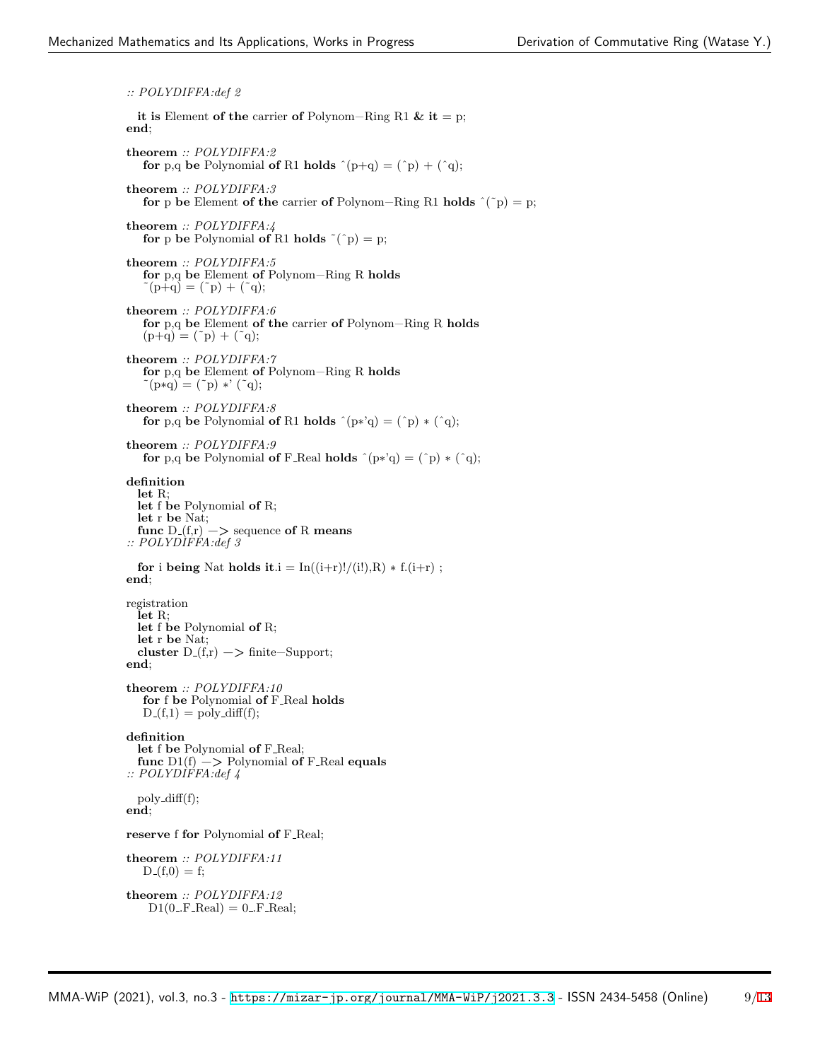```
:: POLYDIFFA:def 2

  it is Element of the carrier of Polynom−Ring R1 & it = p;
end;

theorem :: POLYDIFFA:2
  for p,q be Polynomial of R1 holds ^(p+q) = (^p) + (^q);

theorem :: POLYDIFFA:3
  for p be Element of the carrier of Polynom−Ring R1 holds ^(~p) = p;

theorem :: POLYDIFFA:4
  for p be Polynomial of R1 holds ~(^p) = p;

theorem :: POLYDIFFA:5
  for p,q be Element of Polynom−Ring R holds
  ~(p+q) = (~p) + (~q);

theorem :: POLYDIFFA:6
  for p,q be Element of the carrier of Polynom−Ring R holds
  (p+q) = (~p) + (~q);

theorem :: POLYDIFFA:7
  for p,q be Element of Polynom−Ring R holds
  ~(p*q) = (~p) *' (~q);

theorem :: POLYDIFFA:8
  for p,q be Polynomial of R1 holds ^(p*'q) = (^p) * (^q);

theorem :: POLYDIFFA:9
  for p,q be Polynomial of F_Real holds ^(p*'q) = (^p) * (^q);

definition
  let R;
  let f be Polynomial of R;
  let r be Nat;
  func D_(f,r) −> sequence of R means
:: POLYDIFFA:def 3

  for i being Nat holds it.i = In((i+r)!/(i!),R) * f.(i+r) ;
end;

registration
  let R;
  let f be Polynomial of R;
  let r be Nat;
  cluster D_(f,r) −> finite−Support;
end;

theorem :: POLYDIFFA:10
  for f be Polynomial of F_Real holds
  D_(f,1) = poly_diff(f);

definition
  let f be Polynomial of F_Real;
  func D1(f) −> Polynomial of F_Real equals
:: POLYDIFFA:def 4

  poly_diff(f);
end;

reserve f for Polynomial of F_Real;

theorem :: POLYDIFFA:11
  D_(f,0) = f;

theorem :: POLYDIFFA:12
   D1(0_F_Real) = 0_F_Real;
```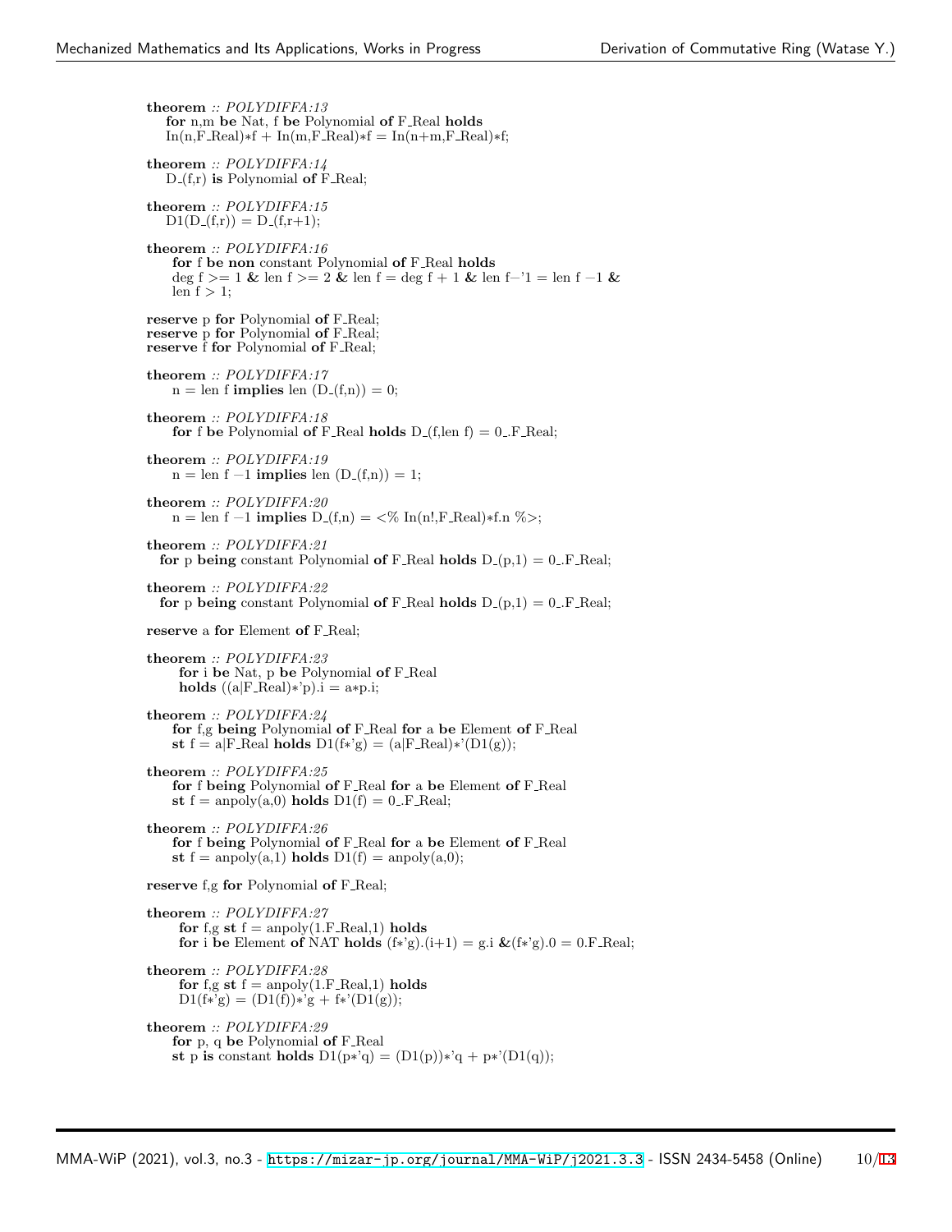**theorem** :: *POLYDIFFA:13*
**for** n,m **be** Nat, f **be** Polynomial **of** F_Real **holds**
In(n,F_Real)*f + In(m,F_Real)*f = In(n+m,F_Real)*f;

**theorem** :: *POLYDIFFA:14*
D_(f,r) **is** Polynomial **of** F_Real;

**theorem** :: *POLYDIFFA:15*
D1(D_(f,r)) = D_(f,r+1);

**theorem** :: *POLYDIFFA:16*
**for** f **be non** constant Polynomial **of** F_Real **holds**
deg f >= 1 **&** len f >= 2 **&** len f = deg f + 1 **&** len f–'1 = len f –1 **&**
len f > 1;

**reserve** p **for** Polynomial **of** F_Real;
**reserve** p **for** Polynomial **of** F_Real;
**reserve** f **for** Polynomial **of** F_Real;

**theorem** :: *POLYDIFFA:17*
n = len f **implies** len (D_(f,n)) = 0;

**theorem** :: *POLYDIFFA:18*
**for** f **be** Polynomial **of** F_Real **holds** D_(f,len f) = 0_.F_Real;

**theorem** :: *POLYDIFFA:19*
n = len f –1 **implies** len (D_(f,n)) = 1;

**theorem** :: *POLYDIFFA:20*
n = len f –1 **implies** D_(f,n) = <% In(n!,F_Real)*f.n %>;

**theorem** :: *POLYDIFFA:21*
**for** p **being** constant Polynomial **of** F_Real **holds** D_(p,1) = 0_.F_Real;

**theorem** :: *POLYDIFFA:22*
**for** p **being** constant Polynomial **of** F_Real **holds** D_(p,1) = 0_.F_Real;

**reserve** a **for** Element **of** F_Real;

**theorem** :: *POLYDIFFA:23*
**for** i **be** Nat, p **be** Polynomial **of** F_Real
**holds** ((a|F_Real)*'p).i = a*p.i;

**theorem** :: *POLYDIFFA:24*
**for** f,g **being** Polynomial **of** F_Real **for** a **be** Element **of** F_Real
**st** f = a|F_Real **holds** D1(f*'g) = (a|F_Real)*'(D1(g));

**theorem** :: *POLYDIFFA:25*
**for** f **being** Polynomial **of** F_Real **for** a **be** Element **of** F_Real
**st** f = anpoly(a,0) **holds** D1(f) = 0_.F_Real;

**theorem** :: *POLYDIFFA:26*
**for** f **being** Polynomial **of** F_Real **for** a **be** Element **of** F_Real
**st** f = anpoly(a,1) **holds** D1(f) = anpoly(a,0);

**reserve** f,g **for** Polynomial **of** F_Real;

**theorem** :: *POLYDIFFA:27*
**for** f,g **st** f = anpoly(1.F_Real,1) **holds**
**for** i **be** Element **of** NAT **holds** (f*'g).(i+1) = g.i **&**(f*'g).0 = 0.F_Real;

**theorem** :: *POLYDIFFA:28*
**for** f,g **st** f = anpoly(1.F_Real,1) **holds**
D1(f*'g) = (D1(f))*'g + f*'(D1(g));

**theorem** :: *POLYDIFFA:29*
**for** p, q **be** Polynomial **of** F_Real
**st** p **is** constant **holds** D1(p*'q) = (D1(p))*'q + p*'(D1(q));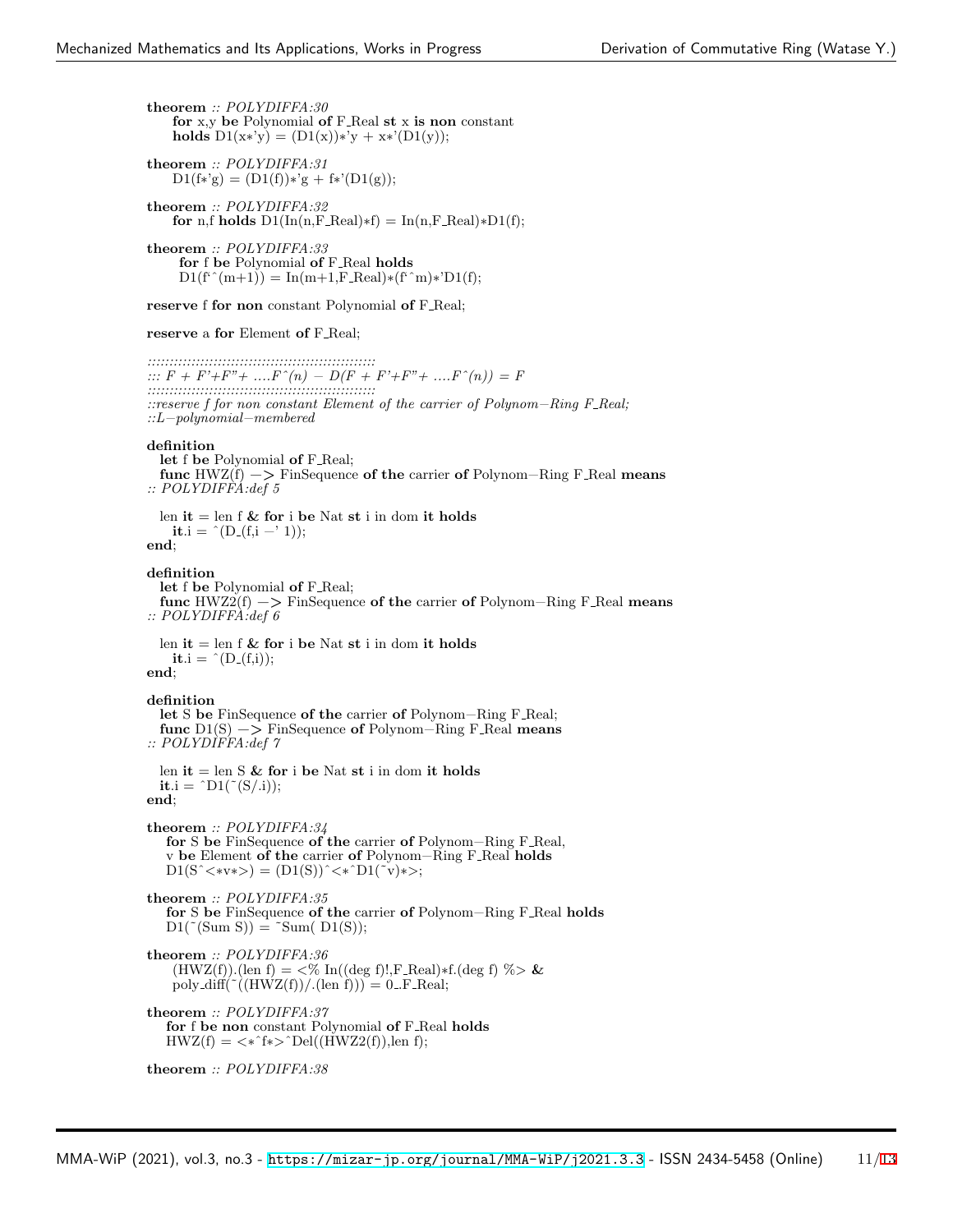```
theorem :: POLYDIFFA:30
  for x,y be Polynomial of F_Real st x is non constant
  holds D1(x*'y) = (D1(x))*'y + x*'(D1(y));

theorem :: POLYDIFFA:31
  D1(f*'g) = (D1(f))*'g + f*'(D1(g));

theorem :: POLYDIFFA:32
  for n,f holds D1(In(n,F_Real)*f) = In(n,F_Real)*D1(f);

theorem :: POLYDIFFA:33
   for f be Polynomial of F_Real holds
   D1(f`^(m+1)) = In(m+1,F_Real)*(f`^m)*'D1(f);

reserve f for non constant Polynomial of F_Real;

reserve a for Element of F_Real;

:::::::::::::::::::::::::::::::::::::::::::::::::::::::
::: F + F'+F"+ ....F^(n) - D(F + F'+F"+ ....F^(n)) = F
:::::::::::::::::::::::::::::::::::::::::::::::::::::::
::reserve f for non constant Element of the carrier of Polynom-Ring F_Real;
::L-polynomial-membered

definition
  let f be Polynomial of F_Real;
  func HWZ(f) -> FinSequence of the carrier of Polynom-Ring F_Real means
:: POLYDIFFA:def 5

  len it = len f & for i be Nat st i in dom it holds
    it.i = ^(D_(f,i -' 1));
end;

definition
  let f be Polynomial of F_Real;
  func HWZ2(f) -> FinSequence of the carrier of Polynom-Ring F_Real means
:: POLYDIFFA:def 6

  len it = len f & for i be Nat st i in dom it holds
    it.i = ^(D_(f,i));
end;

definition
  let S be FinSequence of the carrier of Polynom-Ring F_Real;
  func D1(S) -> FinSequence of Polynom-Ring F_Real means
:: POLYDIFFA:def 7

  len it = len S & for i be Nat st i in dom it holds
  it.i = ^D1(~(S/.i));
end;

theorem :: POLYDIFFA:34
   for S be FinSequence of the carrier of Polynom-Ring F_Real,
   v be Element of the carrier of Polynom-Ring F_Real holds
   D1(S^<*v*>) = (D1(S))^<*^D1(~v)*>;

theorem :: POLYDIFFA:35
   for S be FinSequence of the carrier of Polynom-Ring F_Real holds
   D1(~(Sum S)) = ~Sum( D1(S));

theorem :: POLYDIFFA:36
   (HWZ(f)).(len f) = <% In((deg f)!,F_Real)*f.(deg f) %> &
   poly_diff(~((HWZ(f))/.(len f))) = 0_.F_Real;

theorem :: POLYDIFFA:37
   for f be non constant Polynomial of F_Real holds
   HWZ(f) = <*^f*>^Del((HWZ2(f)),len f);

theorem :: POLYDIFFA:38
```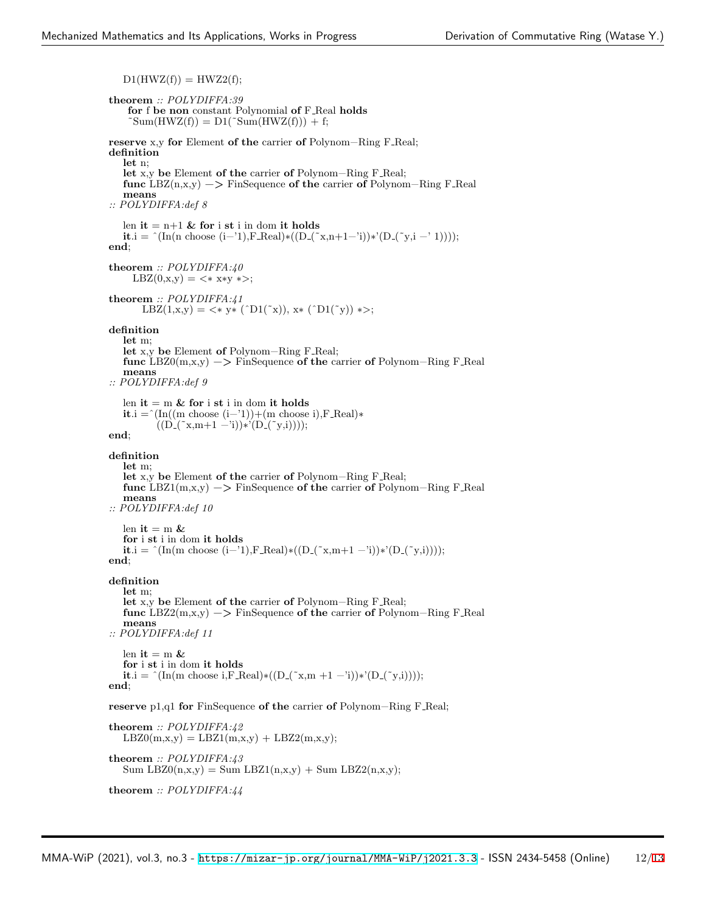```
  D1(HWZ(f)) = HWZ2(f);

theorem :: POLYDIFFA:39
    for f be non constant Polynomial of F_Real holds
    ~Sum(HWZ(f)) = D1(~Sum(HWZ(f))) + f;

reserve x,y for Element of the carrier of Polynom-Ring F_Real;
definition
  let n;
  let x,y be Element of the carrier of Polynom-Ring F_Real;
  func LBZ(n,x,y) -> FinSequence of the carrier of Polynom-Ring F_Real
  means
:: POLYDIFFA:def 8

  len it = n+1 & for i st i in dom it holds
  it.i = ^(In(n choose (i-'1),F_Real)*((D_(~x,n+1-'i))*'(D_(~y,i -' 1))));
end;

theorem :: POLYDIFFA:40
    LBZ(0,x,y) = <* x*y *>;

theorem :: POLYDIFFA:41
      LBZ(1,x,y) = <* y* (^D1(~x)), x* (^D1(~y)) *>;

definition
  let m;
  let x,y be Element of Polynom-Ring F_Real;
  func LBZ0(m,x,y) -> FinSequence of the carrier of Polynom-Ring F_Real
  means
:: POLYDIFFA:def 9

  len it = m & for i st i in dom it holds
  it.i =^(In((m choose (i-'1))+(m choose i),F_Real)*
        ((D_(~x,m+1 -'i))*'(D_(~y,i))));
end;

definition
  let m;
  let x,y be Element of the carrier of Polynom-Ring F_Real;
  func LBZ1(m,x,y) -> FinSequence of the carrier of Polynom-Ring F_Real
  means
:: POLYDIFFA:def 10

  len it = m &
  for i st i in dom it holds
  it.i = ^(In(m choose (i-'1),F_Real)*((D_(~x,m+1 -'i))*'(D_(~y,i))));
end;

definition
  let m;
  let x,y be Element of the carrier of Polynom-Ring F_Real;
  func LBZ2(m,x,y) -> FinSequence of the carrier of Polynom-Ring F_Real
  means
:: POLYDIFFA:def 11

  len it = m &
  for i st i in dom it holds
  it.i = ^(In(m choose i,F_Real)*((D_(~x,m +1 -'i))*'(D_(~y,i))));
end;

reserve p1,q1 for FinSequence of the carrier of Polynom-Ring F_Real;

theorem :: POLYDIFFA:42
  LBZ0(m,x,y) = LBZ1(m,x,y) + LBZ2(m,x,y);

theorem :: POLYDIFFA:43
  Sum LBZ0(n,x,y) = Sum LBZ1(n,x,y) + Sum LBZ2(n,x,y);

theorem :: POLYDIFFA:44
```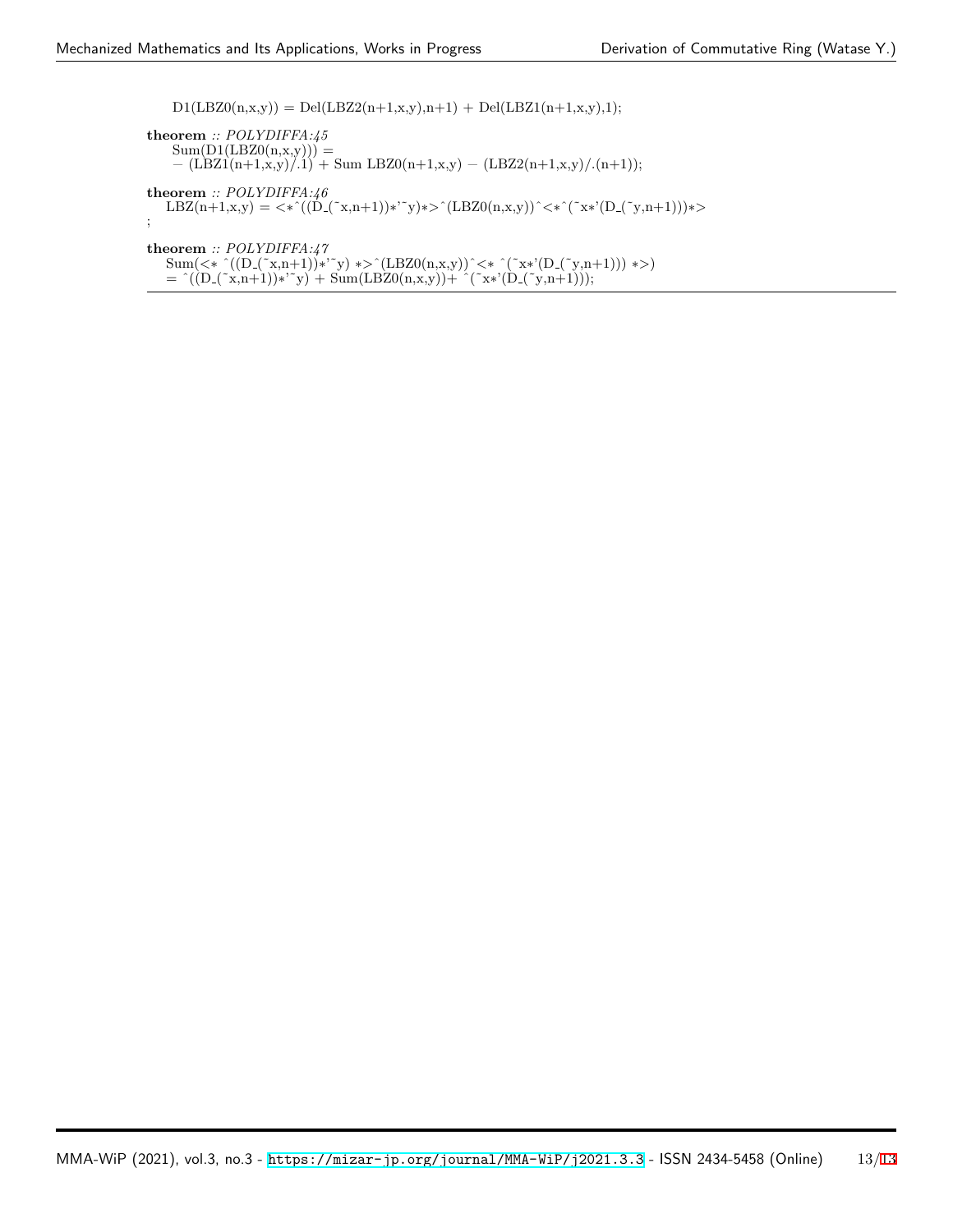```
D1(LBZ0(n,x,y)) = Del(LBZ2(n+1,x,y),n+1) + Del(LBZ1(n+1,x,y),1);

theorem :: POLYDIFFA:45
    Sum(D1(LBZ0(n,x,y))) =
    - (LBZ1(n+1,x,y)/.1) + Sum LBZ0(n+1,x,y) - (LBZ2(n+1,x,y)/.(n+1));

theorem :: POLYDIFFA:46
    LBZ(n+1,x,y) = <*^((D_(~x,n+1))*'~y)*>^(LBZ0(n,x,y))^<*^(~x*'(D_(~y,n+1)))*>
;

theorem :: POLYDIFFA:47
    Sum(<* ^((D_(~x,n+1))*'~y) *>^(LBZ0(n,x,y))^<* ^(~x*'(D_(~y,n+1))) *>)
    = ^((D_(~x,n+1))*'~y) + Sum(LBZ0(n,x,y))+ ^(~x*'(D_(~y,n+1)));
```